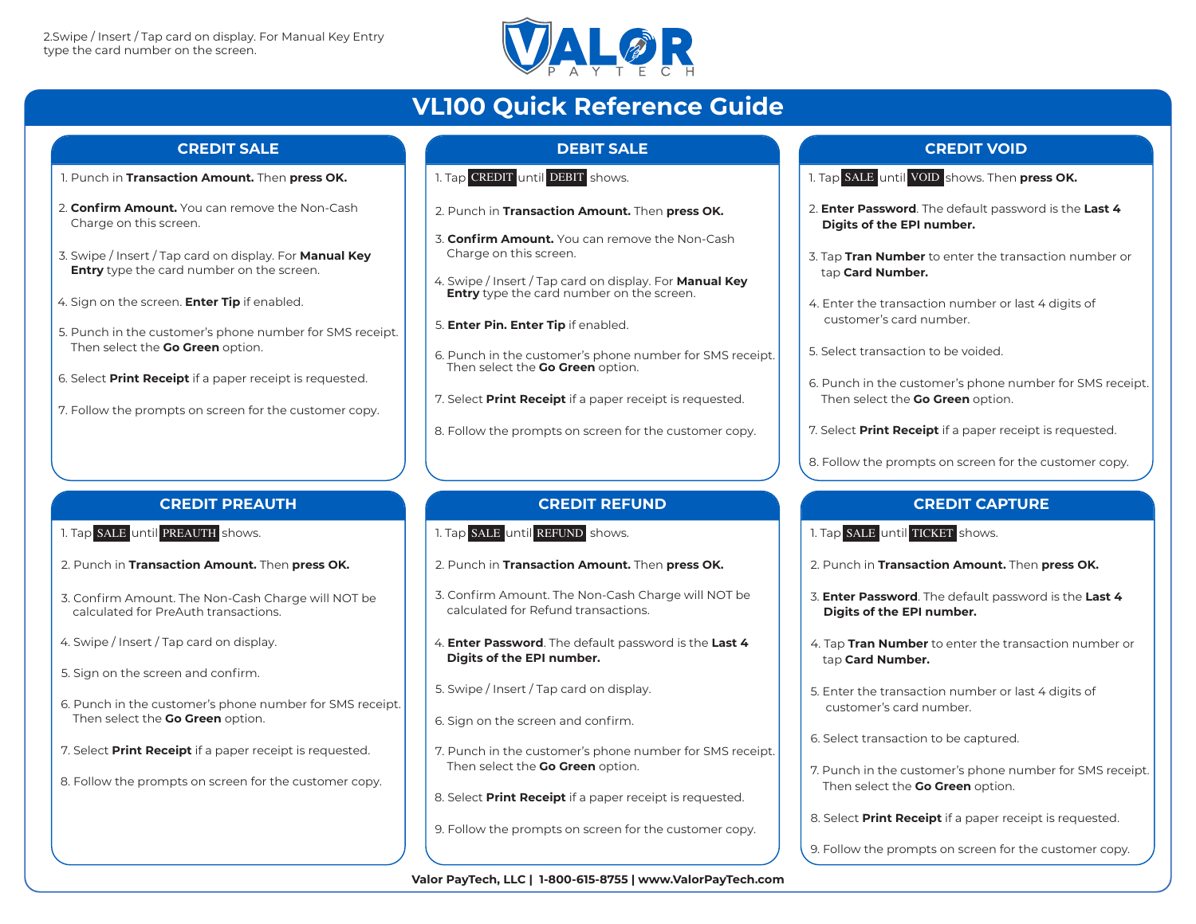2.Swipe / Insert / Tap card on display. For Manual Key Entry type the card number on the screen.

VALOR PAYTECH

# VL100 Quick Reference Guide

## CREDIT SALE

1. Punch in **Transaction Amount.** Then **press OK.**
2. **Confirm Amount.** You can remove the Non-Cash Charge on this screen.
3. Swipe / Insert / Tap card on display. For **Manual Key Entry** type the card number on the screen.
4. Sign on the screen. **Enter Tip** if enabled.
5. Punch in the customer's phone number for SMS receipt. Then select the **Go Green** option.
6. Select **Print Receipt** if a paper receipt is requested.
7. Follow the prompts on screen for the customer copy.

## DEBIT SALE

1. Tap CREDIT until DEBIT shows.
2. Punch in **Transaction Amount.** Then **press OK.**
3. **Confirm Amount.** You can remove the Non-Cash Charge on this screen.
4. Swipe / Insert / Tap card on display. For **Manual Key Entry** type the card number on the screen.
5. **Enter Pin. Enter Tip** if enabled.
6. Punch in the customer's phone number for SMS receipt. Then select the **Go Green** option.
7. Select **Print Receipt** if a paper receipt is requested.
8. Follow the prompts on screen for the customer copy.

## CREDIT VOID

1. Tap SALE until VOID shows. Then **press OK.**
2. **Enter Password**. The default password is the **Last 4 Digits of the EPI number.**
3. Tap **Tran Number** to enter the transaction number or tap **Card Number.**
4. Enter the transaction number or last 4 digits of customer's card number.
5. Select transaction to be voided.
6. Punch in the customer's phone number for SMS receipt. Then select the **Go Green** option.
7. Select **Print Receipt** if a paper receipt is requested.
8. Follow the prompts on screen for the customer copy.

## CREDIT PREAUTH

1. Tap SALE until PREAUTH shows.
2. Punch in **Transaction Amount.** Then **press OK.**
3. Confirm Amount. The Non-Cash Charge will NOT be calculated for PreAuth transactions.
4. Swipe / Insert / Tap card on display.
5. Sign on the screen and confirm.
6. Punch in the customer's phone number for SMS receipt. Then select the **Go Green** option.
7. Select **Print Receipt** if a paper receipt is requested.
8. Follow the prompts on screen for the customer copy.

## CREDIT REFUND

1. Tap SALE until REFUND shows.
2. Punch in **Transaction Amount.** Then **press OK.**
3. Confirm Amount. The Non-Cash Charge will NOT be calculated for Refund transactions.
4. **Enter Password**. The default password is the **Last 4 Digits of the EPI number.**
5. Swipe / Insert / Tap card on display.
6. Sign on the screen and confirm.
7. Punch in the customer's phone number for SMS receipt. Then select the **Go Green** option.
8. Select **Print Receipt** if a paper receipt is requested.
9. Follow the prompts on screen for the customer copy.

## CREDIT CAPTURE

1. Tap SALE until TICKET shows.
2. Punch in **Transaction Amount.** Then **press OK.**
3. **Enter Password**. The default password is the **Last 4 Digits of the EPI number.**
4. Tap **Tran Number** to enter the transaction number or tap **Card Number.**
5. Enter the transaction number or last 4 digits of customer's card number.
6. Select transaction to be captured.
7. Punch in the customer's phone number for SMS receipt. Then select the **Go Green** option.
8. Select **Print Receipt** if a paper receipt is requested.
9. Follow the prompts on screen for the customer copy.

**Valor PayTech, LLC | 1-800-615-8755 | www.ValorPayTech.com**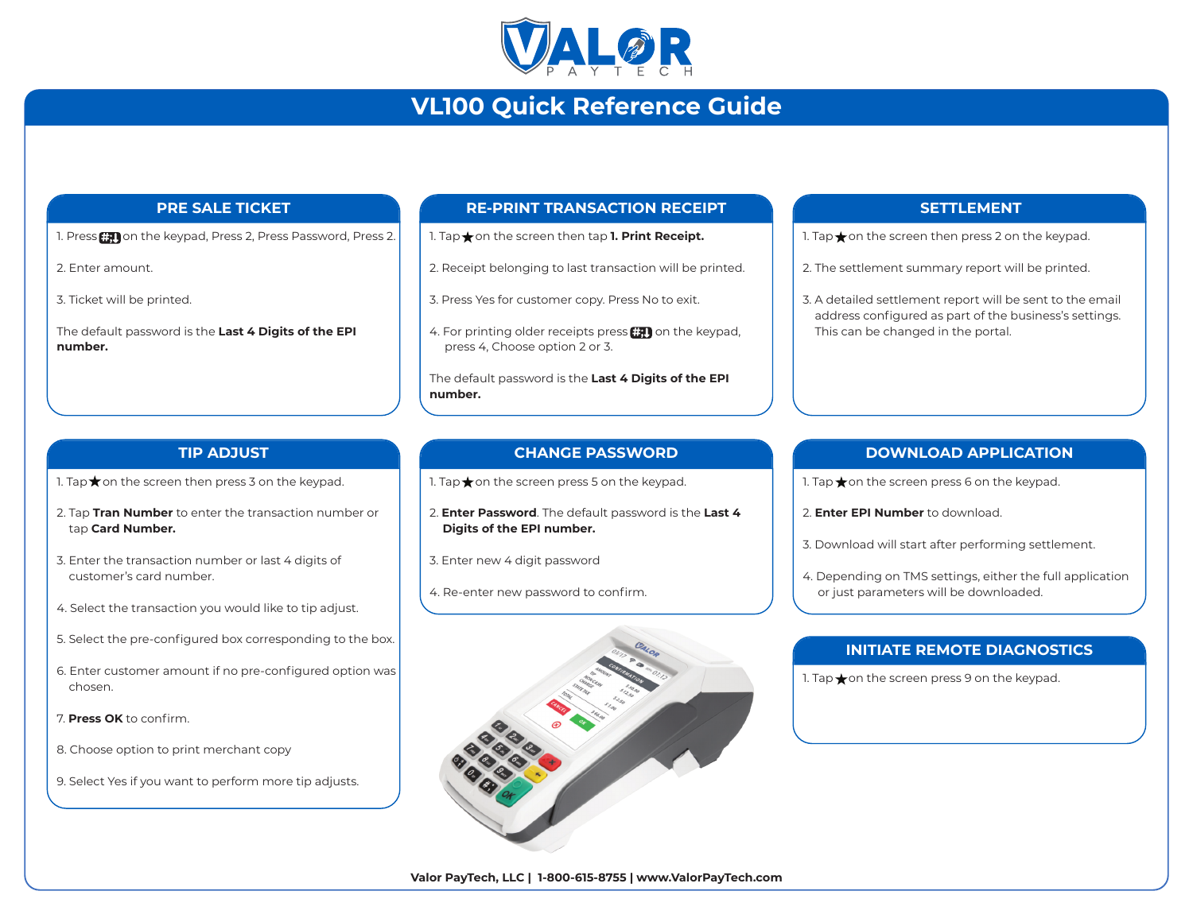# VL100 Quick Reference Guide

## PRE SALE TICKET

1. Press #;! on the keypad, Press 2, Press Password, Press 2.
2. Enter amount.
3. Ticket will be printed.

The default password is the **Last 4 Digits of the EPI number.**

## RE-PRINT TRANSACTION RECEIPT

1. Tap ★ on the screen then tap **1. Print Receipt.**
2. Receipt belonging to last transaction will be printed.
3. Press Yes for customer copy. Press No to exit.
4. For printing older receipts press #;! on the keypad, press 4, Choose option 2 or 3.

The default password is the **Last 4 Digits of the EPI number.**

## SETTLEMENT

1. Tap ★ on the screen then press 2 on the keypad.
2. The settlement summary report will be printed.
3. A detailed settlement report will be sent to the email address configured as part of the business's settings. This can be changed in the portal.

## TIP ADJUST

1. Tap ★ on the screen then press 3 on the keypad.
2. Tap **Tran Number** to enter the transaction number or tap **Card Number.**
3. Enter the transaction number or last 4 digits of customer's card number.
4. Select the transaction you would like to tip adjust.
5. Select the pre-configured box corresponding to the box.
6. Enter customer amount if no pre-configured option was chosen.
7. **Press OK** to confirm.
8. Choose option to print merchant copy
9. Select Yes if you want to perform more tip adjusts.

## CHANGE PASSWORD

1. Tap ★ on the screen press 5 on the keypad.
2. **Enter Password**. The default password is the **Last 4 Digits of the EPI number.**
3. Enter new 4 digit password
4. Re-enter new password to confirm.

## DOWNLOAD APPLICATION

1. Tap ★ on the screen press 6 on the keypad.
2. **Enter EPI Number** to download.
3. Download will start after performing settlement.
4. Depending on TMS settings, either the full application or just parameters will be downloaded.

## INITIATE REMOTE DIAGNOSTICS

1. Tap ★ on the screen press 9 on the keypad.

**Valor PayTech, LLC | 1-800-615-8755 | www.ValorPayTech.com**